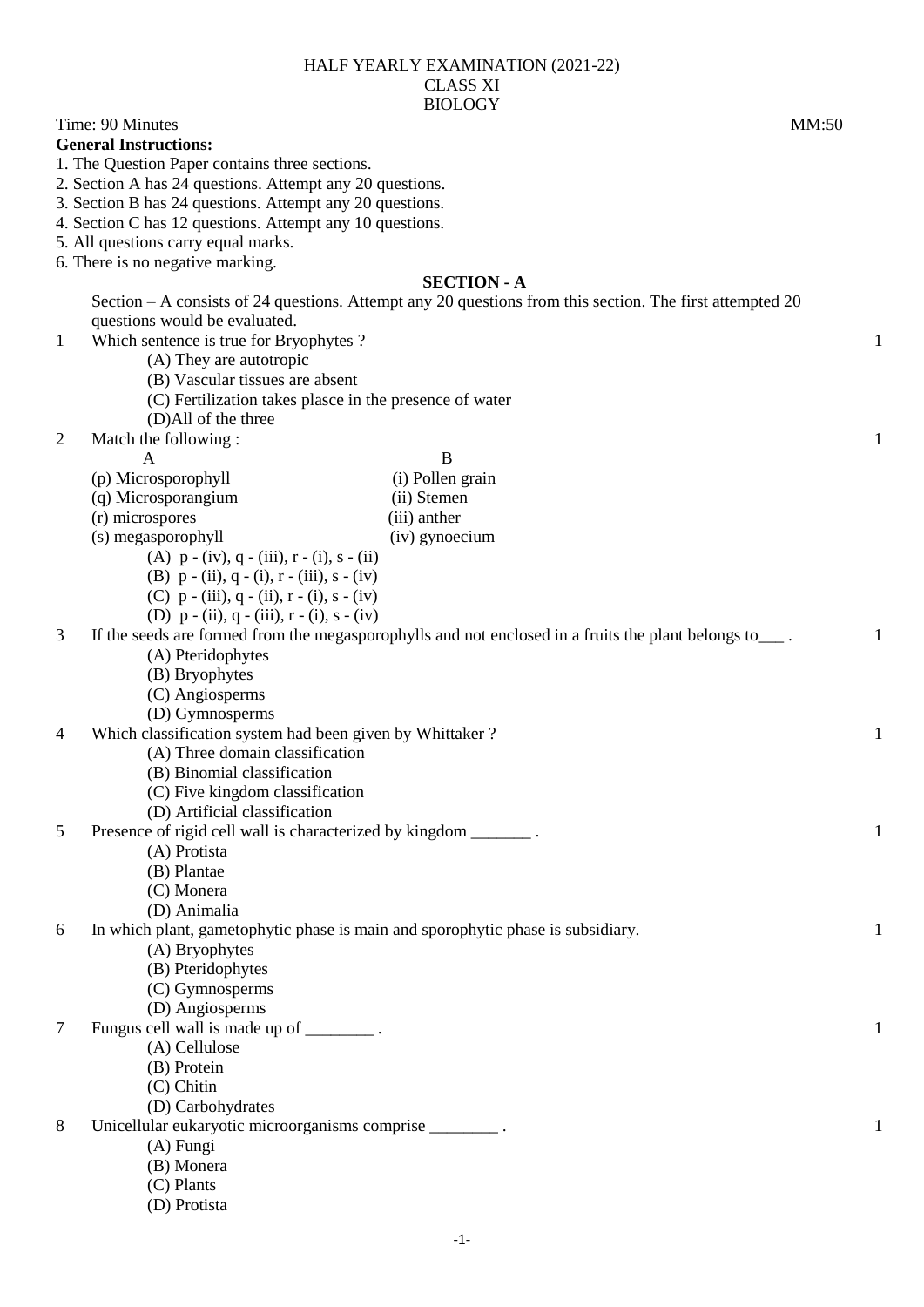HALF YEARLY EXAMINATION (2021-22)
CLASS XI
BIOLOGY

Time: 90 Minutes MM:50

**General Instructions:**

1. The Question Paper contains three sections.
2. Section A has 24 questions. Attempt any 20 questions.
3. Section B has 24 questions. Attempt any 20 questions.
4. Section C has 12 questions. Attempt any 10 questions.
5. All questions carry equal marks.
6. There is no negative marking.

## SECTION - A

Section – A consists of 24 questions. Attempt any 20 questions from this section. The first attempted 20 questions would be evaluated.

1 Which sentence is true for Bryophytes ? 1

(A) They are autotropic
(B) Vascular tissues are absent
(C) Fertilization takes plasce in the presence of water
(D)All of the three

2 Match the following : 1

| A | B |
|---|---|
| (p) Microsporophyll | (i) Pollen grain |
| (q) Microsporangium | (ii) Stemen |
| (r) microspores | (iii) anther |
| (s) megasporophyll | (iv) gynoecium |

(A) p - (iv), q - (iii), r - (i), s - (ii)
(B) p - (ii), q - (i), r - (iii), s - (iv)
(C) p - (iii), q - (ii), r - (i), s - (iv)
(D) p - (ii), q - (iii), r - (i), s - (iv)

3 If the seeds are formed from the megasporophylls and not enclosed in a fruits the plant belongs to___ . 1

(A) Pteridophytes
(B) Bryophytes
(C) Angiosperms
(D) Gymnosperms

4 Which classification system had been given by Whittaker ? 1

(A) Three domain classification
(B) Binomial classification
(C) Five kingdom classification
(D) Artificial classification

5 Presence of rigid cell wall is characterized by kingdom _______ . 1

(A) Protista
(B) Plantae
(C) Monera
(D) Animalia

6 In which plant, gametophytic phase is main and sporophytic phase is subsidiary. 1

(A) Bryophytes
(B) Pteridophytes
(C) Gymnosperms
(D) Angiosperms

7 Fungus cell wall is made up of ________ . 1

(A) Cellulose
(B) Protein
(C) Chitin
(D) Carbohydrates

8 Unicellular eukaryotic microorganisms comprise ________ . 1

(A) Fungi
(B) Monera
(C) Plants
(D) Protista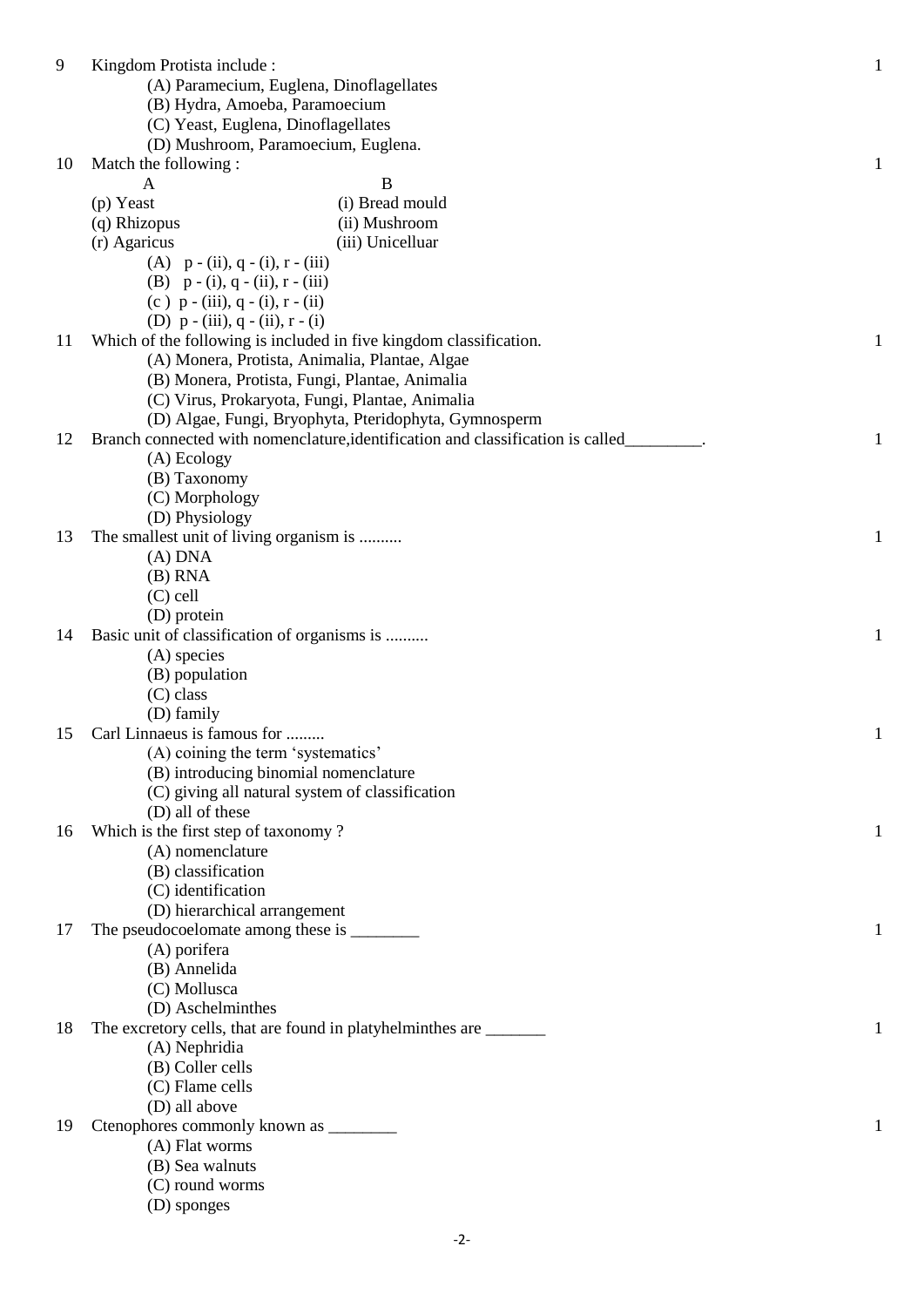9 Kingdom Protista include : 1

(A) Paramecium, Euglena, Dinoflagellates
(B) Hydra, Amoeba, Paramoecium
(C) Yeast, Euglena, Dinoflagellates
(D) Mushroom, Paramoecium, Euglena.

10 Match the following : 1

| A | B |
|---|---|
| (p) Yeast | (i) Bread mould |
| (q) Rhizopus | (ii) Mushroom |
| (r) Agaricus | (iii) Unicelluar |

(A) p - (ii), q - (i), r - (iii)
(B) p - (i), q - (ii), r - (iii)
(c ) p - (iii), q - (i), r - (ii)
(D) p - (iii), q - (ii), r - (i)

11 Which of the following is included in five kingdom classification. 1

(A) Monera, Protista, Animalia, Plantae, Algae
(B) Monera, Protista, Fungi, Plantae, Animalia
(C) Virus, Prokaryota, Fungi, Plantae, Animalia
(D) Algae, Fungi, Bryophyta, Pteridophyta, Gymnosperm

12 Branch connected with nomenclature,identification and classification is called_________. 1

(A) Ecology
(B) Taxonomy
(C) Morphology
(D) Physiology

13 The smallest unit of living organism is .......... 1

(A) DNA
(B) RNA
(C) cell
(D) protein

14 Basic unit of classification of organisms is .......... 1

(A) species
(B) population
(C) class
(D) family

15 Carl Linnaeus is famous for ......... 1

(A) coining the term 'systematics'
(B) introducing binomial nomenclature
(C) giving all natural system of classification
(D) all of these

16 Which is the first step of taxonomy ? 1

(A) nomenclature
(B) classification
(C) identification
(D) hierarchical arrangement

17 The pseudocoelomate among these is ________ 1

(A) porifera
(B) Annelida
(C) Mollusca
(D) Aschelminthes

18 The excretory cells, that are found in platyhelminthes are _______ 1

(A) Nephridia
(B) Coller cells
(C) Flame cells
(D) all above

19 Ctenophores commonly known as ________ 1

(A) Flat worms
(B) Sea walnuts
(C) round worms
(D) sponges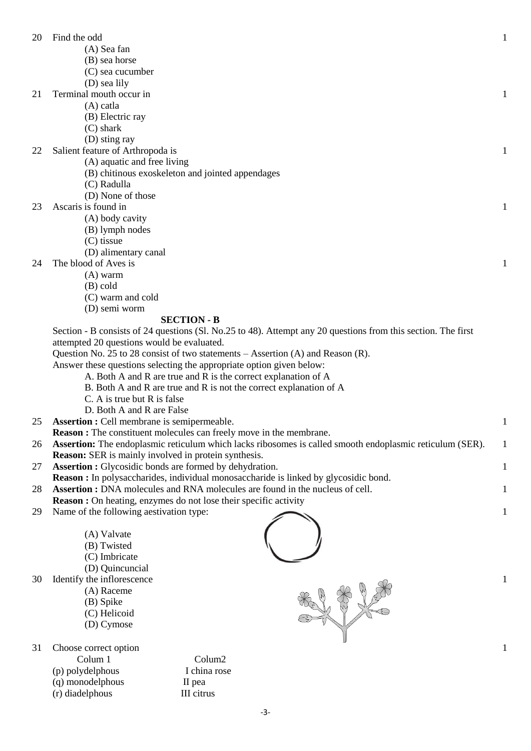20 Find the odd 1

(A) Sea fan
(B) sea horse
(C) sea cucumber
(D) sea lily

21 Terminal mouth occur in 1

(A) catla
(B) Electric ray
(C) shark
(D) sting ray

22 Salient feature of Arthropoda is 1

(A) aquatic and free living
(B) chitinous exoskeleton and jointed appendages
(C) Radulla
(D) None of those

23 Ascaris is found in 1

(A) body cavity
(B) lymph nodes
(C) tissue
(D) alimentary canal

24 The blood of Aves is 1

(A) warm
(B) cold
(C) warm and cold
(D) semi worm

## SECTION - B

Section - B consists of 24 questions (Sl. No.25 to 48). Attempt any 20 questions from this section. The first attempted 20 questions would be evaluated.

Question No. 25 to 28 consist of two statements – Assertion (A) and Reason (R).

Answer these questions selecting the appropriate option given below:

A. Both A and R are true and R is the correct explanation of A
B. Both A and R are true and R is not the correct explanation of A
C. A is true but R is false
D. Both A and R are False

25 **Assertion :** Cell membrane is semipermeable. 1
**Reason :** The constituent molecules can freely move in the membrane.

26 **Assertion:** The endoplasmic reticulum which lacks ribosomes is called smooth endoplasmic reticulum (SER). 1
**Reason:** SER is mainly involved in protein synthesis.

27 **Assertion :** Glycosidic bonds are formed by dehydration. 1
**Reason :** In polysaccharides, individual monosaccharide is linked by glycosidic bond.

28 **Assertion :** DNA molecules and RNA molecules are found in the nucleus of cell. 1
**Reason :** On heating, enzymes do not lose their specific activity

29 Name of the following aestivation type: 1

(A) Valvate
(B) Twisted
(C) Imbricate
(D) Quincuncial

30 Identify the inflorescence 1

(A) Raceme
(B) Spike
(C) Helicoid
(D) Cymose

31 Choose correct option 1

| Colum 1 | Colum2 |
|---|---|
| (p) polydelphous | I china rose |
| (q) monodelphous | II pea |
| (r) diadelphous | III citrus |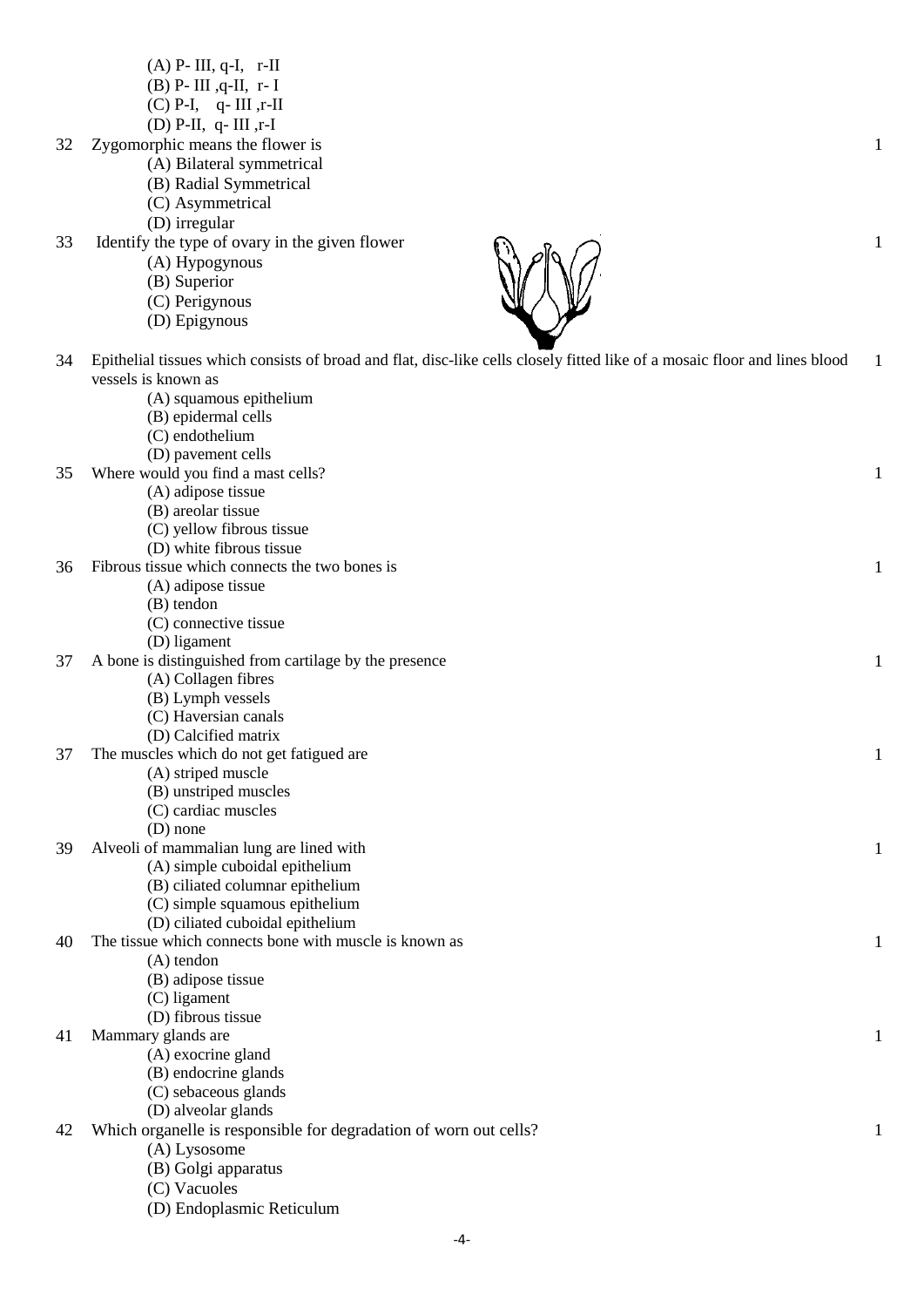(A) P- III, q-I, r-II
(B) P- III ,q-II, r- I
(C) P-I, q- III ,r-II
(D) P-II, q- III ,r-I

32 Zygomorphic means the flower is 1
(A) Bilateral symmetrical
(B) Radial Symmetrical
(C) Asymmetrical
(D) irregular

33 Identify the type of ovary in the given flower 1
(A) Hypogynous
(B) Superior
(C) Perigynous
(D) Epigynous

34 Epithelial tissues which consists of broad and flat, disc-like cells closely fitted like of a mosaic floor and lines blood vessels is known as 1
(A) squamous epithelium
(B) epidermal cells
(C) endothelium
(D) pavement cells

35 Where would you find a mast cells? 1
(A) adipose tissue
(B) areolar tissue
(C) yellow fibrous tissue
(D) white fibrous tissue

36 Fibrous tissue which connects the two bones is 1
(A) adipose tissue
(B) tendon
(C) connective tissue
(D) ligament

37 A bone is distinguished from cartilage by the presence 1
(A) Collagen fibres
(B) Lymph vessels
(C) Haversian canals
(D) Calcified matrix

37 The muscles which do not get fatigued are 1
(A) striped muscle
(B) unstriped muscles
(C) cardiac muscles
(D) none

39 Alveoli of mammalian lung are lined with 1
(A) simple cuboidal epithelium
(B) ciliated columnar epithelium
(C) simple squamous epithelium
(D) ciliated cuboidal epithelium

40 The tissue which connects bone with muscle is known as 1
(A) tendon
(B) adipose tissue
(C) ligament
(D) fibrous tissue

41 Mammary glands are 1
(A) exocrine gland
(B) endocrine glands
(C) sebaceous glands
(D) alveolar glands

42 Which organelle is responsible for degradation of worn out cells? 1
(A) Lysosome
(B) Golgi apparatus
(C) Vacuoles
(D) Endoplasmic Reticulum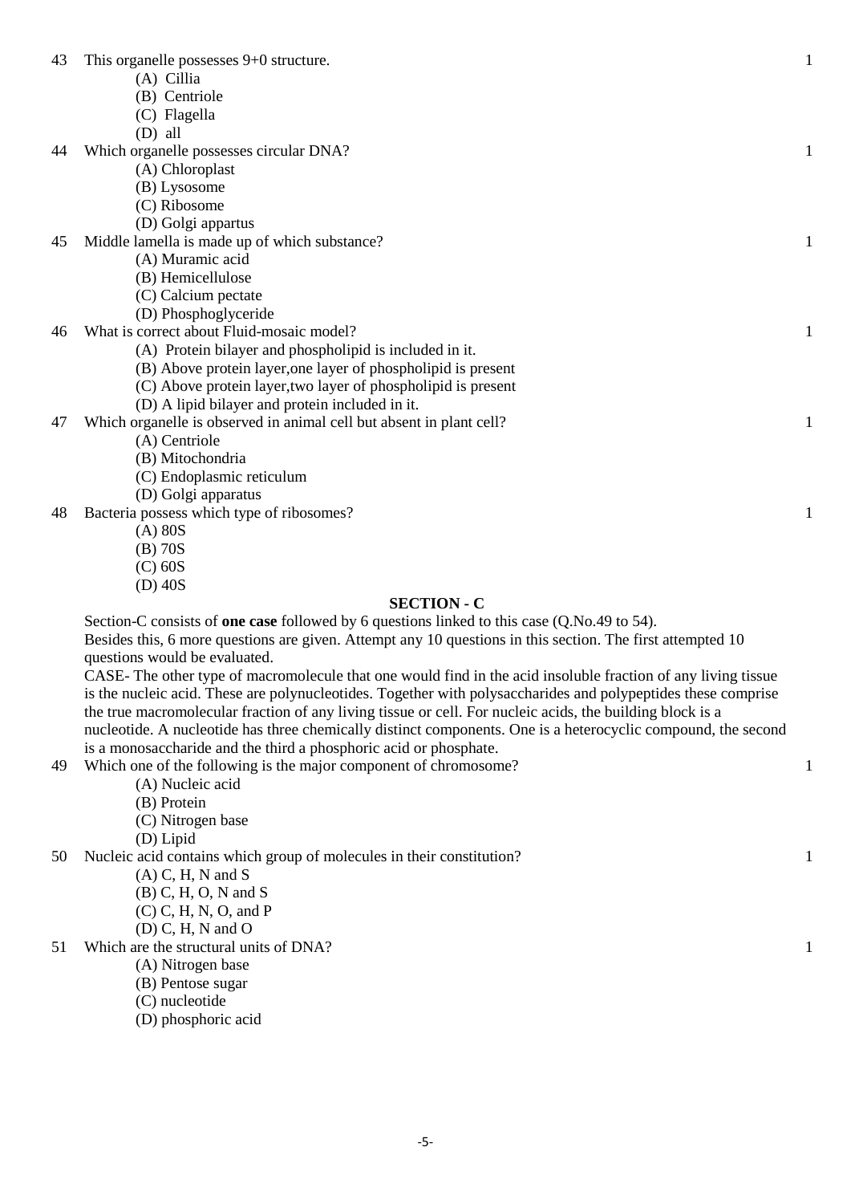43 This organelle possesses 9+0 structure. 1

(A) Cillia
(B) Centriole
(C) Flagella
(D) all

44 Which organelle possesses circular DNA? 1

(A) Chloroplast
(B) Lysosome
(C) Ribosome
(D) Golgi appartus

45 Middle lamella is made up of which substance? 1

(A) Muramic acid
(B) Hemicellulose
(C) Calcium pectate
(D) Phosphoglyceride

46 What is correct about Fluid-mosaic model? 1

(A) Protein bilayer and phospholipid is included in it.
(B) Above protein layer,one layer of phospholipid is present
(C) Above protein layer,two layer of phospholipid is present
(D) A lipid bilayer and protein included in it.

47 Which organelle is observed in animal cell but absent in plant cell? 1

(A) Centriole
(B) Mitochondria
(C) Endoplasmic reticulum
(D) Golgi apparatus

48 Bacteria possess which type of ribosomes? 1

(A) 80S
(B) 70S
(C) 60S
(D) 40S

## SECTION - C

Section-C consists of **one case** followed by 6 questions linked to this case (Q.No.49 to 54).
Besides this, 6 more questions are given. Attempt any 10 questions in this section. The first attempted 10 questions would be evaluated.

CASE- The other type of macromolecule that one would find in the acid insoluble fraction of any living tissue is the nucleic acid. These are polynucleotides. Together with polysaccharides and polypeptides these comprise the true macromolecular fraction of any living tissue or cell. For nucleic acids, the building block is a nucleotide. A nucleotide has three chemically distinct components. One is a heterocyclic compound, the second is a monosaccharide and the third a phosphoric acid or phosphate.

49 Which one of the following is the major component of chromosome? 1

(A) Nucleic acid
(B) Protein
(C) Nitrogen base
(D) Lipid

50 Nucleic acid contains which group of molecules in their constitution? 1

(A) C, H, N and S
(B) C, H, O, N and S
(C) C, H, N, O, and P
(D) C, H, N and O

51 Which are the structural units of DNA? 1

(A) Nitrogen base
(B) Pentose sugar
(C) nucleotide
(D) phosphoric acid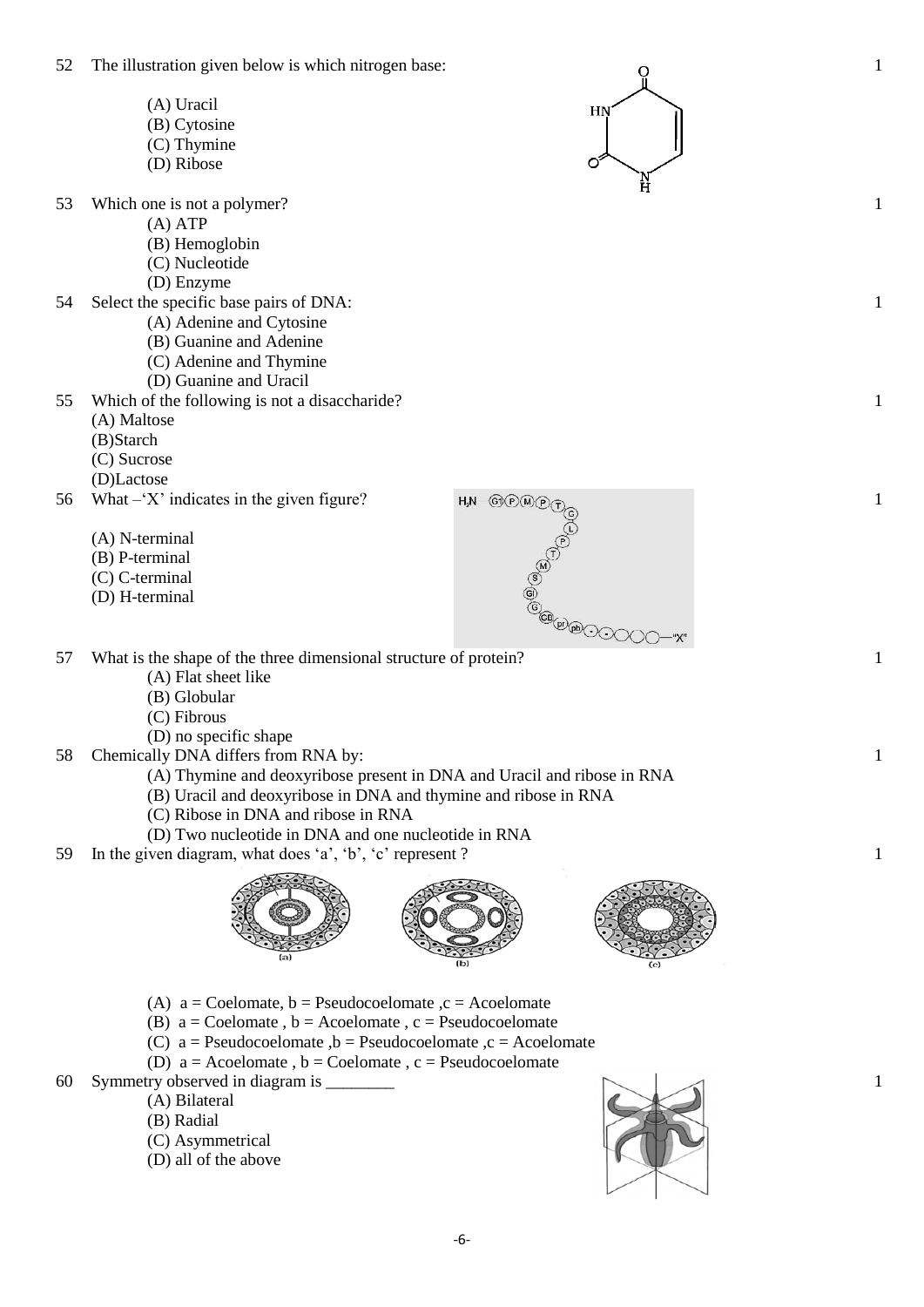52 The illustration given below is which nitrogen base: 1

(A) Uracil
(B) Cytosine
(C) Thymine
(D) Ribose

53 Which one is not a polymer? 1

(A) ATP
(B) Hemoglobin
(C) Nucleotide
(D) Enzyme

54 Select the specific base pairs of DNA: 1

(A) Adenine and Cytosine
(B) Guanine and Adenine
(C) Adenine and Thymine
(D) Guanine and Uracil

55 Which of the following is not a disaccharide? 1

(A) Maltose
(B)Starch
(C) Sucrose
(D)Lactose

56 What –'X' indicates in the given figure? 1

(A) N-terminal
(B) P-terminal
(C) C-terminal
(D) H-terminal

57 What is the shape of the three dimensional structure of protein? 1

(A) Flat sheet like
(B) Globular
(C) Fibrous
(D) no specific shape

58 Chemically DNA differs from RNA by: 1

(A) Thymine and deoxyribose present in DNA and Uracil and ribose in RNA
(B) Uracil and deoxyribose in DNA and thymine and ribose in RNA
(C) Ribose in DNA and ribose in RNA
(D) Two nucleotide in DNA and one nucleotide in RNA

59 In the given diagram, what does 'a', 'b', 'c' represent ? 1

(A) a = Coelomate, b = Pseudocoelomate ,c = Acoelomate
(B) a = Coelomate , b = Acoelomate , c = Pseudocoelomate
(C) a = Pseudocoelomate ,b = Pseudocoelomate ,c = Acoelomate
(D) a = Acoelomate , b = Coelomate , c = Pseudocoelomate

60 Symmetry observed in diagram is ________ 1

(A) Bilateral
(B) Radial
(C) Asymmetrical
(D) all of the above